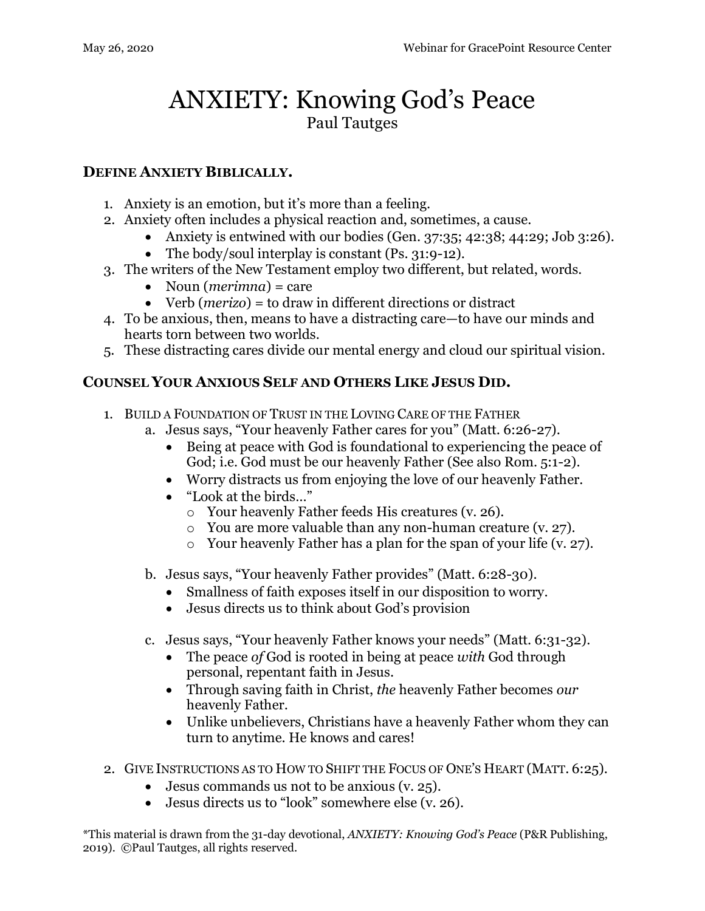# ANXIETY: Knowing God's Peace

Paul Tautges

## DEFINE ANXIETY BIBLICALLY.

1. Anxiety is an emotion, but it's more than a feeling.
2. Anxiety often includes a physical reaction and, sometimes, a cause.
   - Anxiety is entwined with our bodies (Gen. 37:35; 42:38; 44:29; Job 3:26).
   - The body/soul interplay is constant (Ps. 31:9-12).
3. The writers of the New Testament employ two different, but related, words.
   - Noun (*merimna*) = care
   - Verb (*merizo*) = to draw in different directions or distract
4. To be anxious, then, means to have a distracting care—to have our minds and hearts torn between two worlds.
5. These distracting cares divide our mental energy and cloud our spiritual vision.

## COUNSEL YOUR ANXIOUS SELF AND OTHERS LIKE JESUS DID.

1. BUILD A FOUNDATION OF TRUST IN THE LOVING CARE OF THE FATHER
   a. Jesus says, "Your heavenly Father cares for you" (Matt. 6:26-27).
      - Being at peace with God is foundational to experiencing the peace of God; i.e. God must be our heavenly Father (See also Rom. 5:1-2).
      - Worry distracts us from enjoying the love of our heavenly Father.
      - "Look at the birds…"
        - Your heavenly Father feeds His creatures (v. 26).
        - You are more valuable than any non-human creature (v. 27).
        - Your heavenly Father has a plan for the span of your life (v. 27).

   b. Jesus says, "Your heavenly Father provides" (Matt. 6:28-30).
      - Smallness of faith exposes itself in our disposition to worry.
      - Jesus directs us to think about God's provision

   c. Jesus says, "Your heavenly Father knows your needs" (Matt. 6:31-32).
      - The peace *of* God is rooted in being at peace *with* God through personal, repentant faith in Jesus.
      - Through saving faith in Christ, *the* heavenly Father becomes *our* heavenly Father.
      - Unlike unbelievers, Christians have a heavenly Father whom they can turn to anytime. He knows and cares!

2. GIVE INSTRUCTIONS AS TO HOW TO SHIFT THE FOCUS OF ONE'S HEART (MATT. 6:25).
   - Jesus commands us not to be anxious (v. 25).
   - Jesus directs us to "look" somewhere else (v. 26).

*This material is drawn from the 31-day devotional, *ANXIETY: Knowing God's Peace* (P&R Publishing, 2019). ©Paul Tautges, all rights reserved.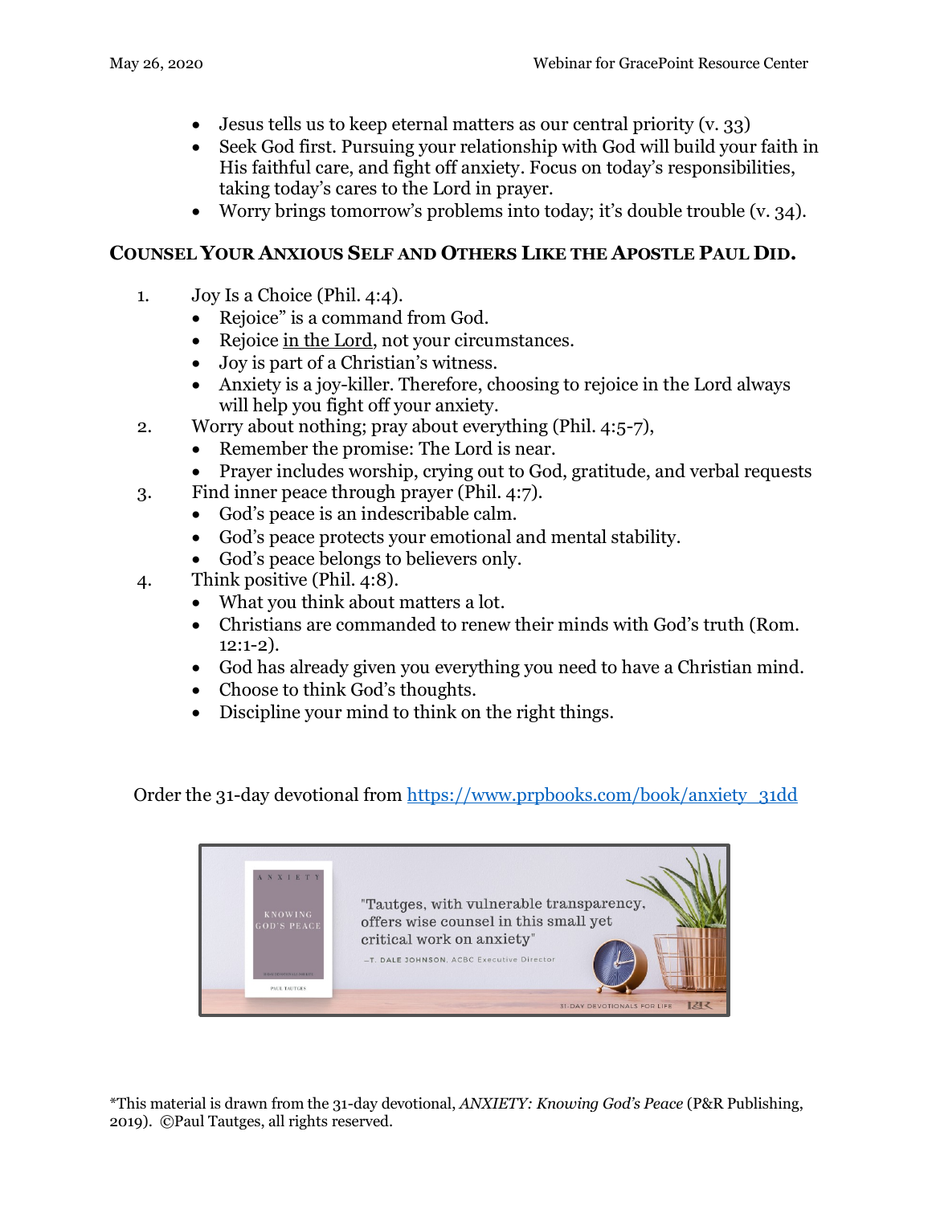- Jesus tells us to keep eternal matters as our central priority (v. 33)
- Seek God first. Pursuing your relationship with God will build your faith in His faithful care, and fight off anxiety. Focus on today's responsibilities, taking today's cares to the Lord in prayer.
- Worry brings tomorrow's problems into today; it's double trouble (v. 34).

## COUNSEL YOUR ANXIOUS SELF AND OTHERS LIKE THE APOSTLE PAUL DID.

1. Joy Is a Choice (Phil. 4:4).
   - Rejoice" is a command from God.
   - Rejoice in the Lord, not your circumstances.
   - Joy is part of a Christian's witness.
   - Anxiety is a joy-killer. Therefore, choosing to rejoice in the Lord always will help you fight off your anxiety.
2. Worry about nothing; pray about everything (Phil. 4:5-7),
   - Remember the promise: The Lord is near.
   - Prayer includes worship, crying out to God, gratitude, and verbal requests
3. Find inner peace through prayer (Phil. 4:7).
   - God's peace is an indescribable calm.
   - God's peace protects your emotional and mental stability.
   - God's peace belongs to believers only.
4. Think positive (Phil. 4:8).
   - What you think about matters a lot.
   - Christians are commanded to renew their minds with God's truth (Rom. 12:1-2).
   - God has already given you everything you need to have a Christian mind.
   - Choose to think God's thoughts.
   - Discipline your mind to think on the right things.

Order the 31-day devotional from https://www.prpbooks.com/book/anxiety_31dd

ANXIETY
KNOWING GOD'S PEACE
PAUL TAUTGES

"Tautges, with vulnerable transparency, offers wise counsel in this small yet critical work on anxiety"
—T. DALE JOHNSON, ACBC Executive Director

31-DAY DEVOTIONALS FOR LIFE

*This material is drawn from the 31-day devotional, *ANXIETY: Knowing God's Peace* (P&R Publishing, 2019). ©Paul Tautges, all rights reserved.